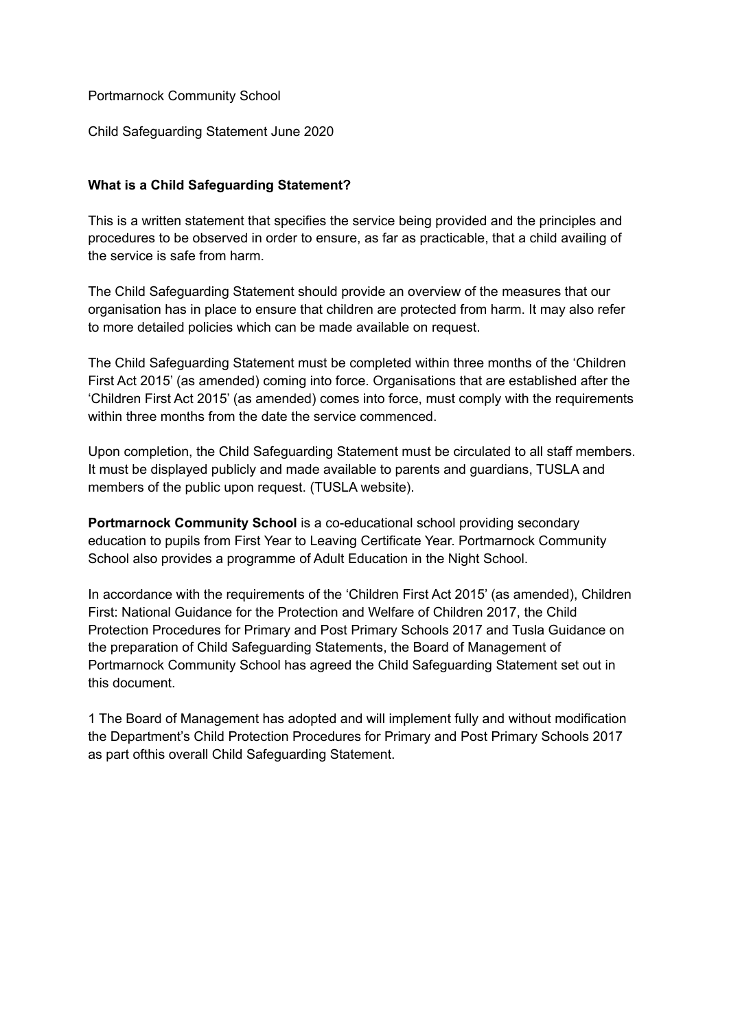Portmarnock Community School

Child Safeguarding Statement June 2020

**What is a Child Safeguarding Statement?**

This is a written statement that specifies the service being provided and the principles and procedures to be observed in order to ensure, as far as practicable, that a child availing of the service is safe from harm.

The Child Safeguarding Statement should provide an overview of the measures that our organisation has in place to ensure that children are protected from harm. It may also refer to more detailed policies which can be made available on request.

The Child Safeguarding Statement must be completed within three months of the 'Children First Act 2015' (as amended) coming into force. Organisations that are established after the 'Children First Act 2015' (as amended) comes into force, must comply with the requirements within three months from the date the service commenced.

Upon completion, the Child Safeguarding Statement must be circulated to all staff members. It must be displayed publicly and made available to parents and guardians, TUSLA and members of the public upon request. (TUSLA website).

**Portmarnock Community School** is a co-educational school providing secondary education to pupils from First Year to Leaving Certificate Year. Portmarnock Community School also provides a programme of Adult Education in the Night School.

In accordance with the requirements of the 'Children First Act 2015' (as amended), Children First: National Guidance for the Protection and Welfare of Children 2017, the Child Protection Procedures for Primary and Post Primary Schools 2017 and Tusla Guidance on the preparation of Child Safeguarding Statements, the Board of Management of Portmarnock Community School has agreed the Child Safeguarding Statement set out in this document.

1 The Board of Management has adopted and will implement fully and without modification the Department's Child Protection Procedures for Primary and Post Primary Schools 2017 as part ofthis overall Child Safeguarding Statement.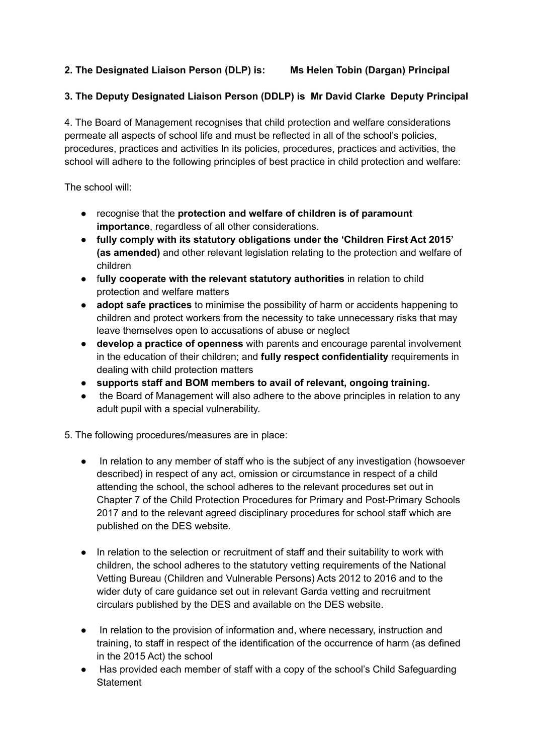**2. The Designated Liaison Person (DLP) is: Ms Helen Tobin (Dargan) Principal**

**3. The Deputy Designated Liaison Person (DDLP) is Mr David Clarke Deputy Principal**

4. The Board of Management recognises that child protection and welfare considerations permeate all aspects of school life and must be reflected in all of the school's policies, procedures, practices and activities In its policies, procedures, practices and activities, the school will adhere to the following principles of best practice in child protection and welfare:

The school will:

- recognise that the **protection and welfare of children is of paramount importance**, regardless of all other considerations.
- **fully comply with its statutory obligations under the 'Children First Act 2015' (as amended)** and other relevant legislation relating to the protection and welfare of children
- f**ully cooperate with the relevant statutory authorities** in relation to child protection and welfare matters
- **adopt safe practices** to minimise the possibility of harm or accidents happening to children and protect workers from the necessity to take unnecessary risks that may leave themselves open to accusations of abuse or neglect
- **develop a practice of openness** with parents and encourage parental involvement in the education of their children; and **fully respect confidentiality** requirements in dealing with child protection matters
- **supports staff and BOM members to avail of relevant, ongoing training.**
- the Board of Management will also adhere to the above principles in relation to any adult pupil with a special vulnerability.

5. The following procedures/measures are in place:

- In relation to any member of staff who is the subject of any investigation (howsoever described) in respect of any act, omission or circumstance in respect of a child attending the school, the school adheres to the relevant procedures set out in Chapter 7 of the Child Protection Procedures for Primary and Post-Primary Schools 2017 and to the relevant agreed disciplinary procedures for school staff which are published on the DES website.

- In relation to the selection or recruitment of staff and their suitability to work with children, the school adheres to the statutory vetting requirements of the National Vetting Bureau (Children and Vulnerable Persons) Acts 2012 to 2016 and to the wider duty of care guidance set out in relevant Garda vetting and recruitment circulars published by the DES and available on the DES website.

- In relation to the provision of information and, where necessary, instruction and training, to staff in respect of the identification of the occurrence of harm (as defined in the 2015 Act) the school
- Has provided each member of staff with a copy of the school's Child Safeguarding Statement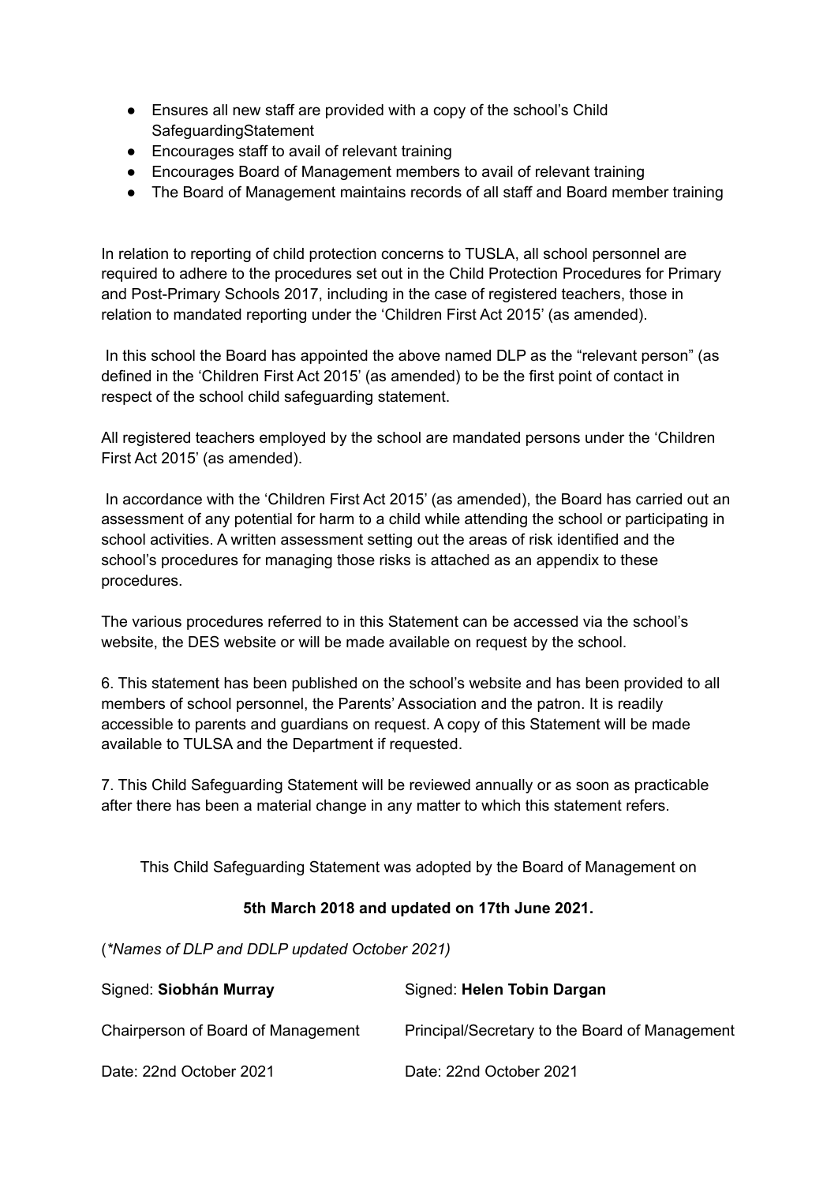- Ensures all new staff are provided with a copy of the school's Child SafeguardingStatement
- Encourages staff to avail of relevant training
- Encourages Board of Management members to avail of relevant training
- The Board of Management maintains records of all staff and Board member training

In relation to reporting of child protection concerns to TUSLA, all school personnel are required to adhere to the procedures set out in the Child Protection Procedures for Primary and Post-Primary Schools 2017, including in the case of registered teachers, those in relation to mandated reporting under the 'Children First Act 2015' (as amended).

In this school the Board has appointed the above named DLP as the "relevant person" (as defined in the 'Children First Act 2015' (as amended) to be the first point of contact in respect of the school child safeguarding statement.

All registered teachers employed by the school are mandated persons under the 'Children First Act 2015' (as amended).

In accordance with the 'Children First Act 2015' (as amended), the Board has carried out an assessment of any potential for harm to a child while attending the school or participating in school activities. A written assessment setting out the areas of risk identified and the school's procedures for managing those risks is attached as an appendix to these procedures.

The various procedures referred to in this Statement can be accessed via the school's website, the DES website or will be made available on request by the school.

6. This statement has been published on the school's website and has been provided to all members of school personnel, the Parents' Association and the patron. It is readily accessible to parents and guardians on request. A copy of this Statement will be made available to TULSA and the Department if requested.

7. This Child Safeguarding Statement will be reviewed annually or as soon as practicable after there has been a material change in any matter to which this statement refers.

This Child Safeguarding Statement was adopted by the Board of Management on

**5th March 2018 and updated on 17th June 2021.**

(*\*Names of DLP and DDLP updated October 2021)*

| | |
|---|---|
| Signed: **Siobhán Murray** | Signed: **Helen Tobin Dargan** |
| Chairperson of Board of Management | Principal/Secretary to the Board of Management |
| Date: 22nd October 2021 | Date: 22nd October 2021 |